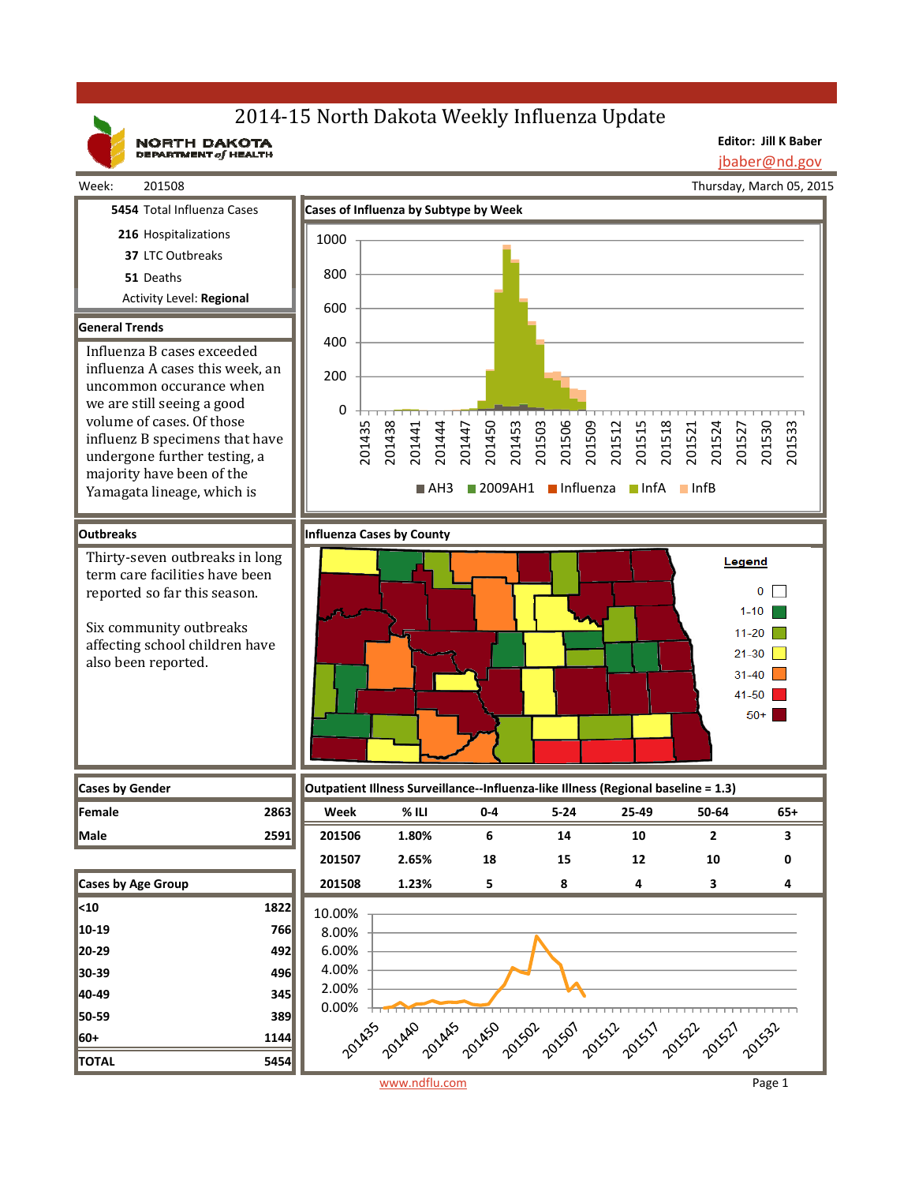# 2014-15 North Dakota Weekly Influenza Update

NORTH DAKOTA DEPARTMENT of HEALTH

**Editor: Jill K Baber**
jbaber@nd.gov

Week: 201508

Thursday, March 05, 2015

**5454** Total Influenza Cases
**216** Hospitalizations
**37** LTC Outbreaks
**51** Deaths
Activity Level: **Regional**

## General Trends

Influenza B cases exceeded influenza A cases this week, an uncommon occurance when we are still seeing a good volume of cases. Of those influenz B specimens that have undergone further testing, a majority have been of the Yamagata lineage, which is

## Cases of Influenza by Subtype by Week

1000
800
600
400
200
0

201435 201438 201441 201444 201447 201450 201453 201503 201506 201509 201512 201515 201518 201521 201524 201527 201530 201533

AH3 2009AH1 Influenza InfA InfB

## Outbreaks

Thirty-seven outbreaks in long term care facilities have been reported so far this season.

Six community outbreaks affecting school children have also been reported.

## Influenza Cases by County

Legend
0
1-10
11-20
21-30
31-40
41-50
50+

## Cases by Gender

| | |
|---|---|
| Female | 2863 |
| Male | 2591 |

## Outpatient Illness Surveillance--Influenza-like Illness (Regional baseline = 1.3)

| Week | % ILI | 0-4 | 5-24 | 25-49 | 50-64 | 65+ |
|---|---|---|---|---|---|---|
| 201506 | 1.80% | 6 | 14 | 10 | 2 | 3 |
| 201507 | 2.65% | 18 | 15 | 12 | 10 | 0 |
| 201508 | 1.23% | 5 | 8 | 4 | 3 | 4 |

10.00%
8.00%
6.00%
4.00%
2.00%
0.00%

201435 201440 201445 201450 201502 201507 201512 201517 201522 201527 201532

## Cases by Age Group

| | |
|---|---|
| <10 | 1822 |
| 10-19 | 766 |
| 20-29 | 492 |
| 30-39 | 496 |
| 40-49 | 345 |
| 50-59 | 389 |
| 60+ | 1144 |
| **TOTAL** | **5454** |

www.ndflu.com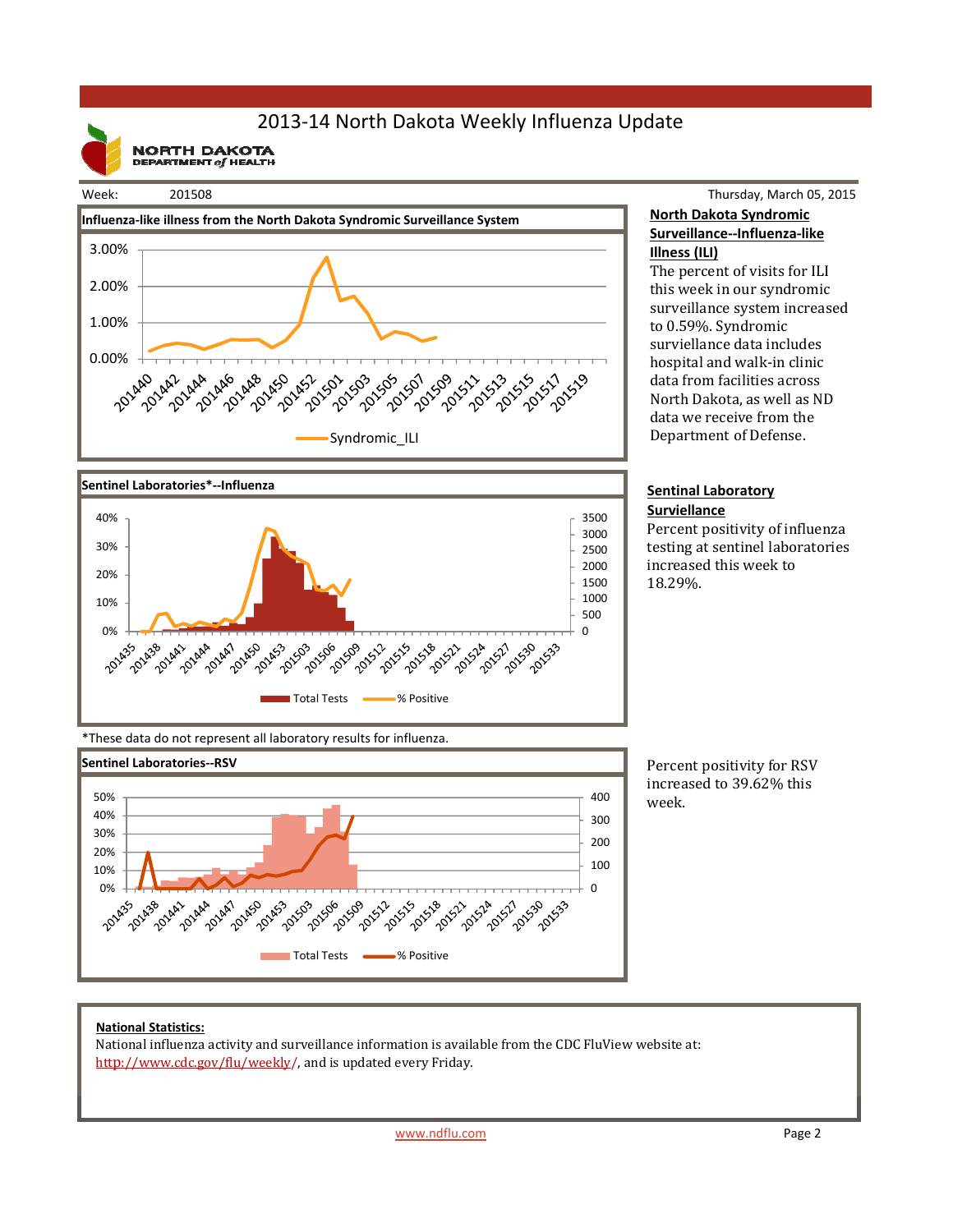# 2013-14 North Dakota Weekly Influenza Update

NORTH DAKOTA DEPARTMENT of HEALTH

Week: 201508

Thursday, March 05, 2015

**Influenza-like illness from the North Dakota Syndromic Surveillance System**

3.00%
2.00%
1.00%
0.00%

201440 201442 201444 201446 201448 201450 201452 201501 201503 201505 201507 201509 201511 201513 201515 201517 201519

Syndromic_ILI

## North Dakota Syndromic Surveillance--Influenza-like Illness (ILI)

The percent of visits for ILI this week in our syndromic surveillance system increased to 0.59%. Syndromic surviellance data includes hospital and walk-in clinic data from facilities across North Dakota, as well as ND data we receive from the Department of Defense.

**Sentinel Laboratories*--Influenza**

40%
30%
20%
10%
0%

3500
3000
2500
2000
1500
1000
500
0

201435 201438 201441 201444 201447 201450 201453 201503 201506 201509 201512 201515 201518 201521 201524 201527 201530 201533

Total Tests
% Positive

## Sentinal Laboratory Surviellance

Percent positivity of influenza testing at sentinel laboratories increased this week to 18.29%.

*These data do not represent all laboratory results for influenza.

**Sentinel Laboratories--RSV**

50%
40%
30%
20%
10%
0%

400
300
200
100
0

201435 201438 201441 201444 201447 201450 201453 201503 201506 201509 201512 201515 201518 201521 201524 201527 201530 201533

Total Tests
% Positive

Percent positivity for RSV increased to 39.62% this week.

**National Statistics:**

National influenza activity and surveillance information is available from the CDC FluView website at: http://www.cdc.gov/flu/weekly/, and is updated every Friday.

www.ndflu.com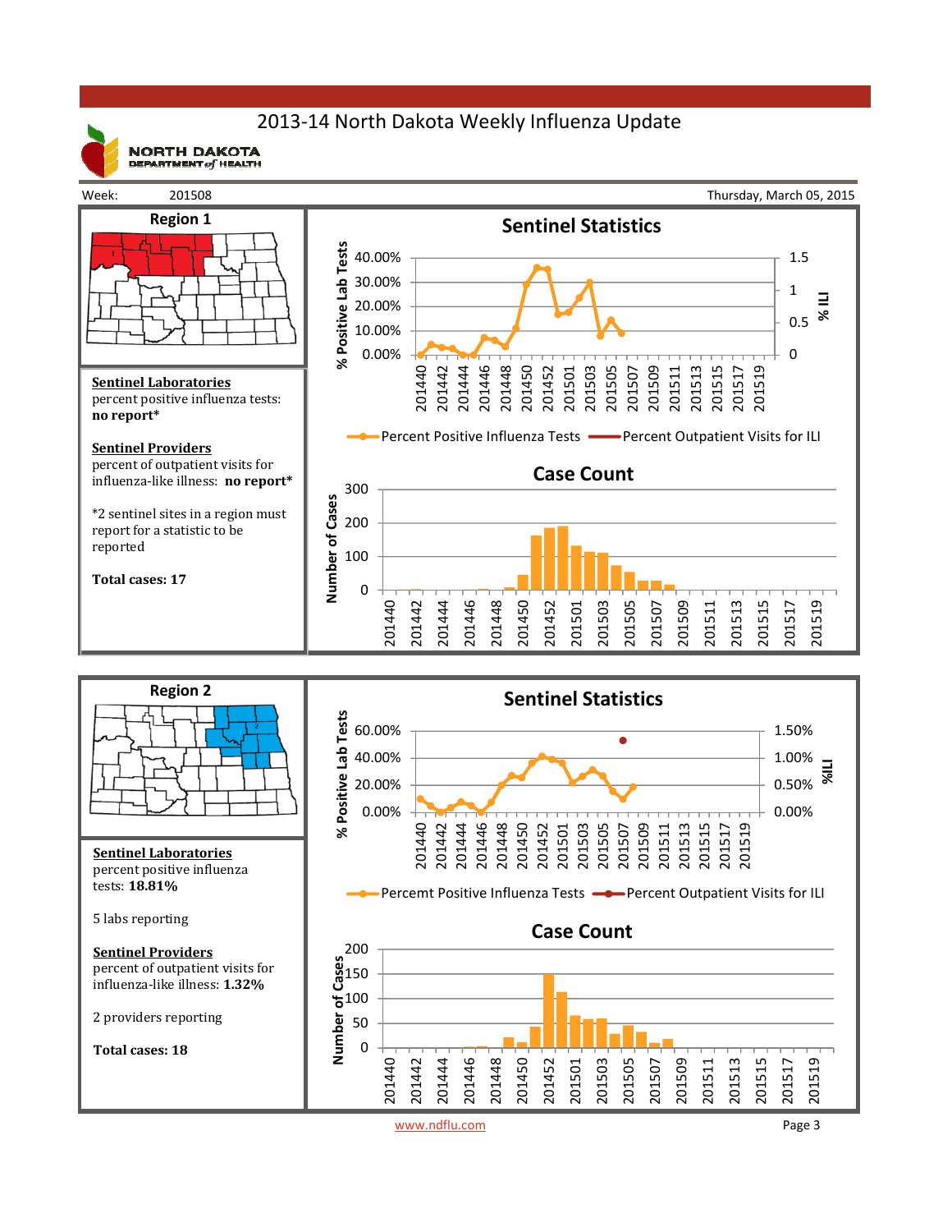# 2013-14 North Dakota Weekly Influenza Update

NORTH DAKOTA DEPARTMENT of HEALTH

Week: 201508

Thursday, March 05, 2015

## Region 1

**Sentinel Laboratories**
percent positive influenza tests:
**no report***

**Sentinel Providers**
percent of outpatient visits for influenza-like illness: **no report***

*2 sentinel sites in a region must report for a statistic to be reported

**Total cases: 17**

### Sentinel Statistics

% Positive Lab Tests

40.00%
30.00%
20.00%
10.00%
0.00%

% ILI

1.5
1
0.5
0

201440 201442 201444 201446 201448 201450 201452 201501 201503 201505 201507 201509 201511 201513 201515 201517 201519

Percent Positive Influenza Tests
Percent Outpatient Visits for ILI

### Case Count

Number of Cases

300
200
100
0

201440 201442 201444 201446 201448 201450 201452 201501 201503 201505 201507 201509 201511 201513 201515 201517 201519

## Region 2

**Sentinel Laboratories**
percent positive influenza tests: **18.81%**

5 labs reporting

**Sentinel Providers**
percent of outpatient visits for influenza-like illness: **1.32%**

2 providers reporting

**Total cases: 18**

### Sentinel Statistics

% Positive Lab Tests

60.00%
40.00%
20.00%
0.00%

%ILI

1.50%
1.00%
0.50%
0.00%

201440 201442 201444 201446 201448 201450 201452 201501 201503 201505 201507 201509 201511 201513 201515 201517 201519

Percemt Positive Influenza Tests
Percent Outpatient Visits for ILI

### Case Count

Number of Cases

200
150
100
50
0

201440 201442 201444 201446 201448 201450 201452 201501 201503 201505 201507 201509 201511 201513 201515 201517 201519

www.ndflu.com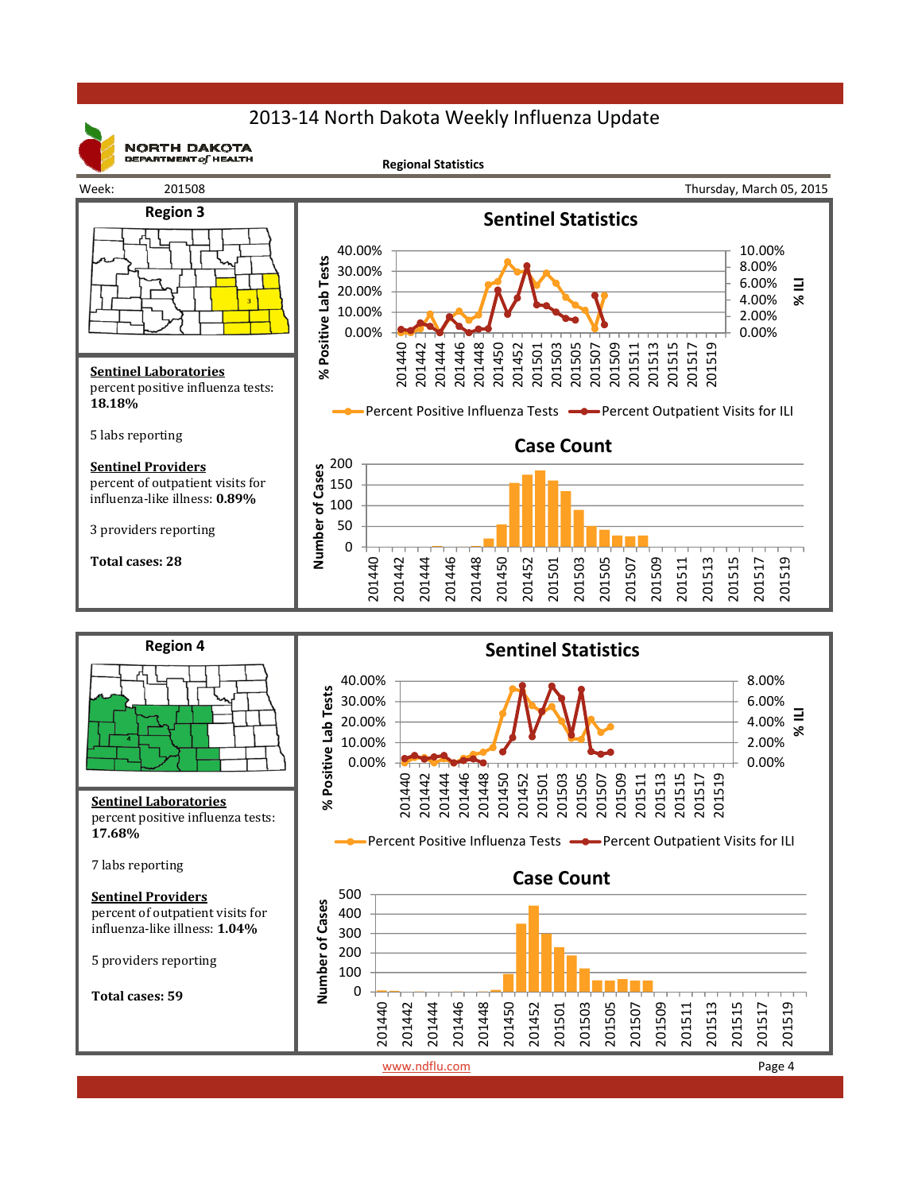# 2013-14 North Dakota Weekly Influenza Update

NORTH DAKOTA DEPARTMENT of HEALTH

**Regional Statistics**

Week: 201508

Thursday, March 05, 2015

## Region 3

**Sentinel Laboratories**
percent positive influenza tests:
**18.18%**

5 labs reporting

**Sentinel Providers**
percent of outpatient visits for influenza-like illness: **0.89%**

3 providers reporting

**Total cases: 28**

### Sentinel Statistics

% Positive Lab Tests
40.00%
30.00%
20.00%
10.00%
0.00%

% ILI
10.00%
8.00%
6.00%
4.00%
2.00%
0.00%

201440 201442 201444 201446 201448 201450 201452 201501 201503 201505 201507 201509 201511 201513 201515 201517 201519

Percent Positive Influenza Tests — Percent Outpatient Visits for ILI

### Case Count

Number of Cases
200
150
100
50
0

201440 201442 201444 201446 201448 201450 201452 201501 201503 201505 201507 201509 201511 201513 201515 201517 201519

## Region 4

**Sentinel Laboratories**
percent positive influenza tests:
**17.68%**

7 labs reporting

**Sentinel Providers**
percent of outpatient visits for influenza-like illness: **1.04%**

5 providers reporting

**Total cases: 59**

### Sentinel Statistics

% Positive Lab Tests
40.00%
30.00%
20.00%
10.00%
0.00%

% ILI
8.00%
6.00%
4.00%
2.00%
0.00%

201440 201442 201444 201446 201448 201450 201452 201501 201503 201505 201507 201509 201511 201513 201515 201517 201519

Percent Positive Influenza Tests — Percent Outpatient Visits for ILI

### Case Count

Number of Cases
500
400
300
200
100
0

201440 201442 201444 201446 201448 201450 201452 201501 201503 201505 201507 201509 201511 201513 201515 201517 201519

www.ndflu.com